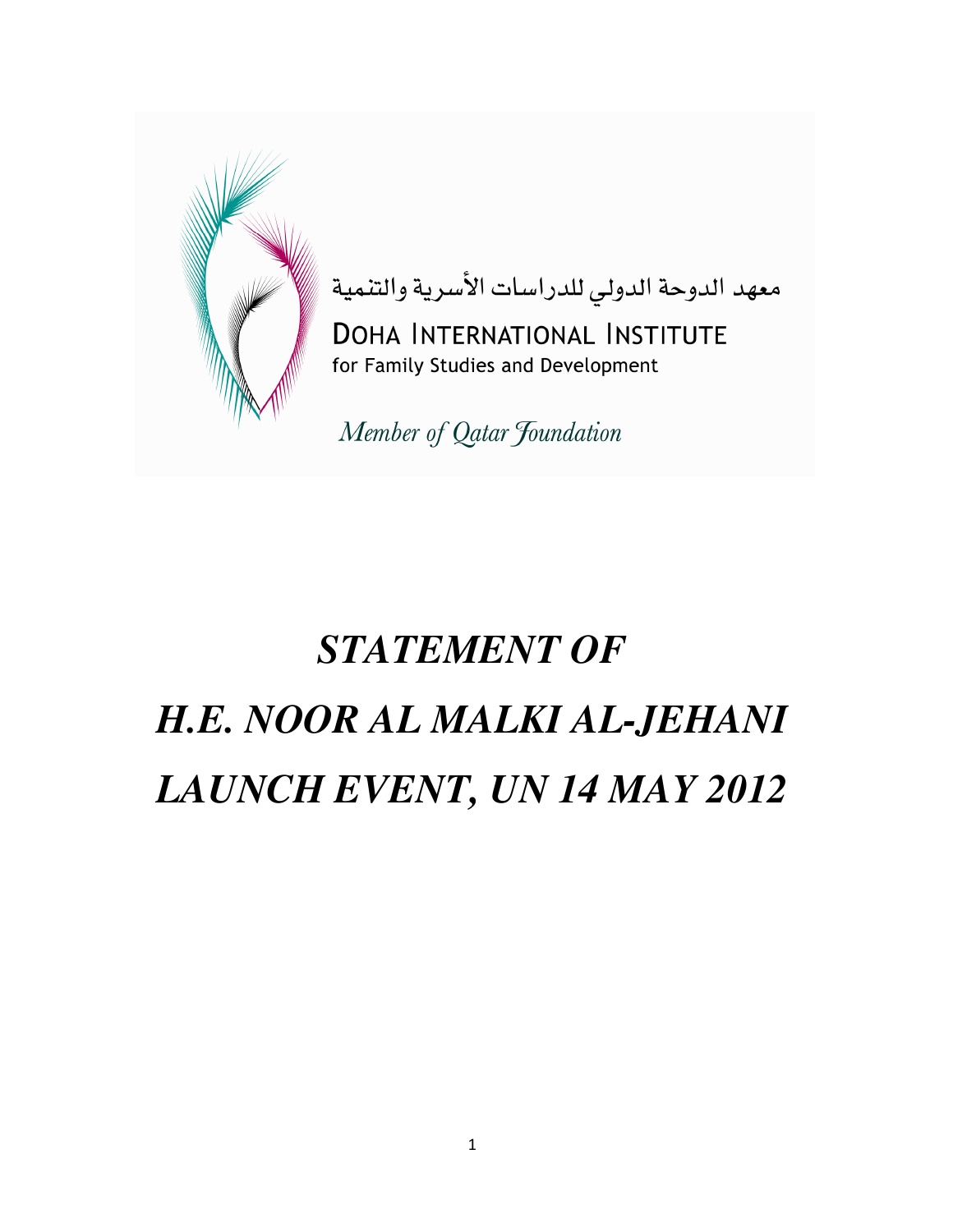معهد الدوحة الدولي للدراسات الأسرية والتنمية

DOHA INTERNATIONAL INSTITUTE
for Family Studies and Development

*Member of Qatar Foundation*

# *STATEMENT OF*
# *H.E. NOOR AL MALKI AL-JEHANI*
# *LAUNCH EVENT, UN 14 MAY 2012*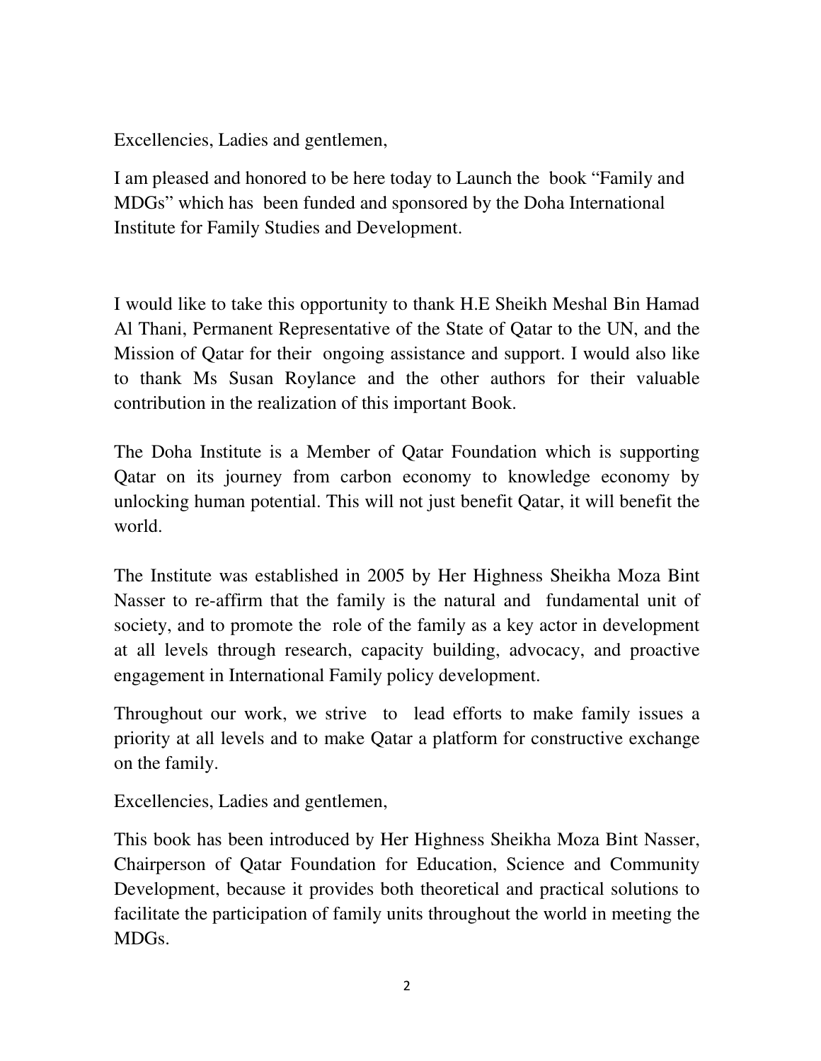Excellencies, Ladies and gentlemen,

I am pleased and honored to be here today to Launch the book "Family and MDGs" which has been funded and sponsored by the Doha International Institute for Family Studies and Development.

I would like to take this opportunity to thank H.E Sheikh Meshal Bin Hamad Al Thani, Permanent Representative of the State of Qatar to the UN, and the Mission of Qatar for their ongoing assistance and support. I would also like to thank Ms Susan Roylance and the other authors for their valuable contribution in the realization of this important Book.

The Doha Institute is a Member of Qatar Foundation which is supporting Qatar on its journey from carbon economy to knowledge economy by unlocking human potential. This will not just benefit Qatar, it will benefit the world.

The Institute was established in 2005 by Her Highness Sheikha Moza Bint Nasser to re-affirm that the family is the natural and fundamental unit of society, and to promote the role of the family as a key actor in development at all levels through research, capacity building, advocacy, and proactive engagement in International Family policy development.

Throughout our work, we strive to lead efforts to make family issues a priority at all levels and to make Qatar a platform for constructive exchange on the family.

Excellencies, Ladies and gentlemen,

This book has been introduced by Her Highness Sheikha Moza Bint Nasser, Chairperson of Qatar Foundation for Education, Science and Community Development, because it provides both theoretical and practical solutions to facilitate the participation of family units throughout the world in meeting the MDGs.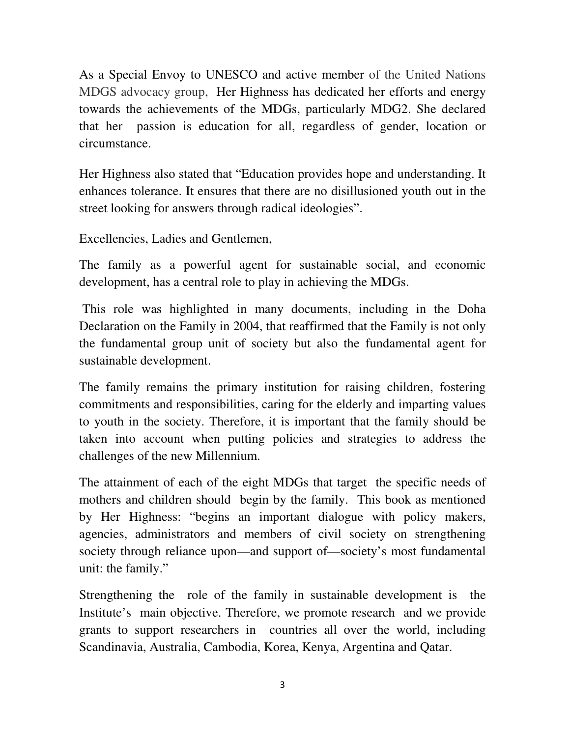As a Special Envoy to UNESCO and active member of the United Nations MDGS advocacy group, Her Highness has dedicated her efforts and energy towards the achievements of the MDGs, particularly MDG2. She declared that her passion is education for all, regardless of gender, location or circumstance.

Her Highness also stated that "Education provides hope and understanding. It enhances tolerance. It ensures that there are no disillusioned youth out in the street looking for answers through radical ideologies".

Excellencies, Ladies and Gentlemen,

The family as a powerful agent for sustainable social, and economic development, has a central role to play in achieving the MDGs.

This role was highlighted in many documents, including in the Doha Declaration on the Family in 2004, that reaffirmed that the Family is not only the fundamental group unit of society but also the fundamental agent for sustainable development.

The family remains the primary institution for raising children, fostering commitments and responsibilities, caring for the elderly and imparting values to youth in the society. Therefore, it is important that the family should be taken into account when putting policies and strategies to address the challenges of the new Millennium.

The attainment of each of the eight MDGs that target the specific needs of mothers and children should begin by the family. This book as mentioned by Her Highness: "begins an important dialogue with policy makers, agencies, administrators and members of civil society on strengthening society through reliance upon—and support of—society's most fundamental unit: the family."

Strengthening the role of the family in sustainable development is the Institute's main objective. Therefore, we promote research and we provide grants to support researchers in countries all over the world, including Scandinavia, Australia, Cambodia, Korea, Kenya, Argentina and Qatar.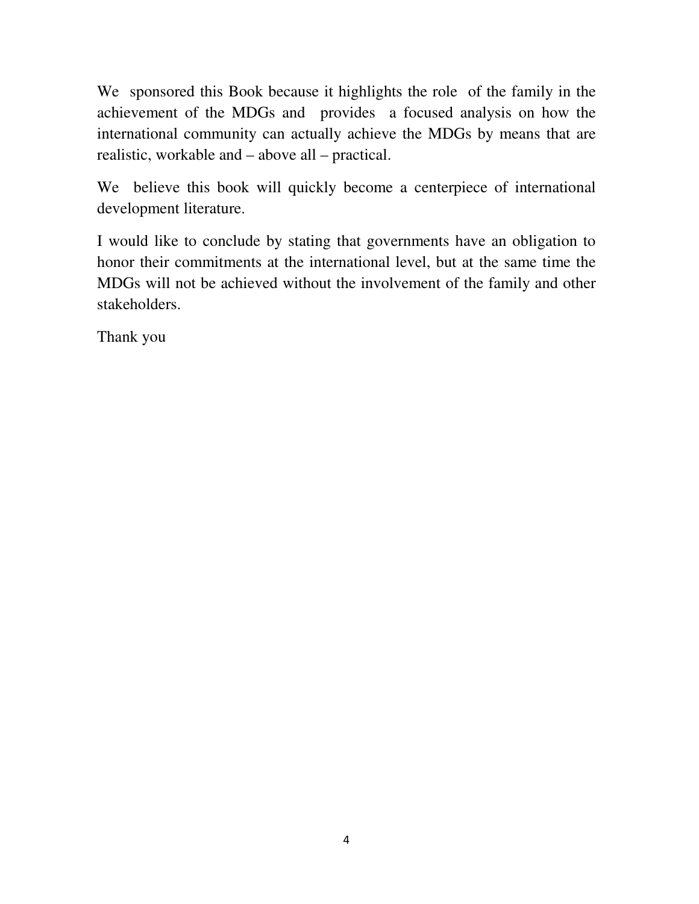We sponsored this Book because it highlights the role of the family in the achievement of the MDGs and provides a focused analysis on how the international community can actually achieve the MDGs by means that are realistic, workable and – above all – practical.

We believe this book will quickly become a centerpiece of international development literature.

I would like to conclude by stating that governments have an obligation to honor their commitments at the international level, but at the same time the MDGs will not be achieved without the involvement of the family and other stakeholders.

Thank you